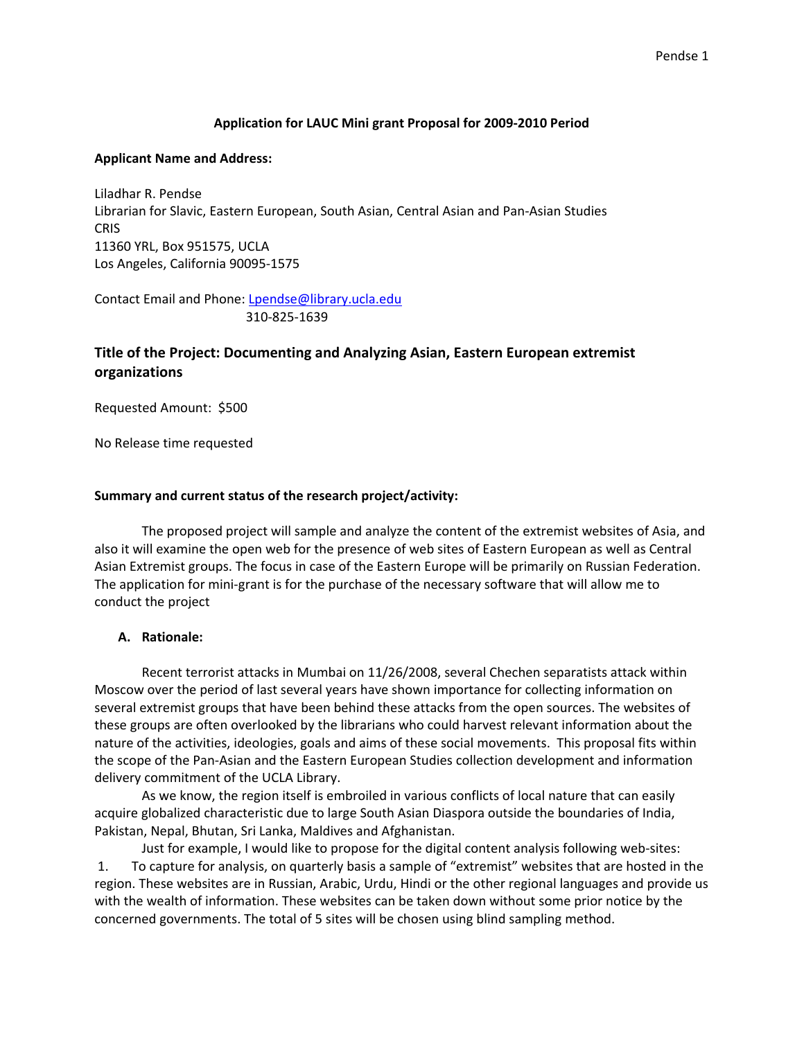**Application for LAUC Mini grant Proposal for 2009-2010 Period**

**Applicant Name and Address:**

Liladhar R. Pendse
Librarian for Slavic, Eastern European, South Asian, Central Asian and Pan-Asian Studies
CRIS
11360 YRL, Box 951575, UCLA
Los Angeles, California 90095-1575

Contact Email and Phone: Lpendse@library.ucla.edu
310-825-1639

## Title of the Project: Documenting and Analyzing Asian, Eastern European extremist organizations

Requested Amount: $500

No Release time requested

**Summary and current status of the research project/activity:**

The proposed project will sample and analyze the content of the extremist websites of Asia, and also it will examine the open web for the presence of web sites of Eastern European as well as Central Asian Extremist groups. The focus in case of the Eastern Europe will be primarily on Russian Federation. The application for mini-grant is for the purchase of the necessary software that will allow me to conduct the project

**A. Rationale:**

Recent terrorist attacks in Mumbai on 11/26/2008, several Chechen separatists attack within Moscow over the period of last several years have shown importance for collecting information on several extremist groups that have been behind these attacks from the open sources. The websites of these groups are often overlooked by the librarians who could harvest relevant information about the nature of the activities, ideologies, goals and aims of these social movements. This proposal fits within the scope of the Pan-Asian and the Eastern European Studies collection development and information delivery commitment of the UCLA Library.

As we know, the region itself is embroiled in various conflicts of local nature that can easily acquire globalized characteristic due to large South Asian Diaspora outside the boundaries of India, Pakistan, Nepal, Bhutan, Sri Lanka, Maldives and Afghanistan.

Just for example, I would like to propose for the digital content analysis following web-sites:

1. To capture for analysis, on quarterly basis a sample of "extremist" websites that are hosted in the region. These websites are in Russian, Arabic, Urdu, Hindi or the other regional languages and provide us with the wealth of information. These websites can be taken down without some prior notice by the concerned governments. The total of 5 sites will be chosen using blind sampling method.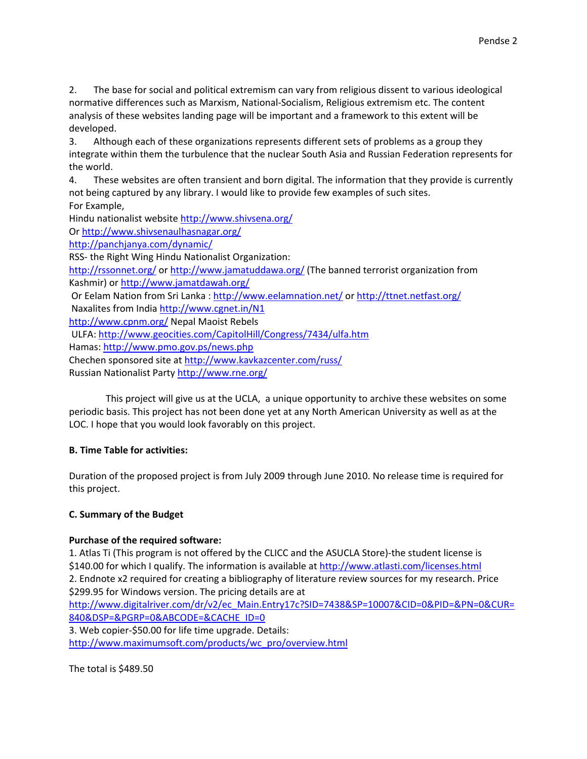2. The base for social and political extremism can vary from religious dissent to various ideological normative differences such as Marxism, National-Socialism, Religious extremism etc. The content analysis of these websites landing page will be important and a framework to this extent will be developed.
3. Although each of these organizations represents different sets of problems as a group they integrate within them the turbulence that the nuclear South Asia and Russian Federation represents for the world.
4. These websites are often transient and born digital. The information that they provide is currently not being captured by any library. I would like to provide few examples of such sites.

For Example,
Hindu nationalist website http://www.shivsena.org/
Or http://www.shivsenaulhasnagar.org/
http://panchjanya.com/dynamic/
RSS- the Right Wing Hindu Nationalist Organization:
http://rssonnet.org/ or http://www.jamatuddawa.org/ (The banned terrorist organization from Kashmir) or http://www.jamatdawah.org/
Or Eelam Nation from Sri Lanka : http://www.eelamnation.net/ or http://ttnet.netfast.org/
Naxalites from India http://www.cgnet.in/N1
http://www.cpnm.org/ Nepal Maoist Rebels
ULFA: http://www.geocities.com/CapitolHill/Congress/7434/ulfa.htm
Hamas: http://www.pmo.gov.ps/news.php
Chechen sponsored site at http://www.kavkazcenter.com/russ/
Russian Nationalist Party http://www.rne.org/

This project will give us at the UCLA, a unique opportunity to archive these websites on some periodic basis. This project has not been done yet at any North American University as well as at the LOC. I hope that you would look favorably on this project.

**B. Time Table for activities:**

Duration of the proposed project is from July 2009 through June 2010. No release time is required for this project.

**C. Summary of the Budget**

**Purchase of the required software:**

1. Atlas Ti (This program is not offered by the CLICC and the ASUCLA Store)-the student license is $140.00 for which I qualify. The information is available at http://www.atlasti.com/licenses.html
2. Endnote x2 required for creating a bibliography of literature review sources for my research. Price $299.95 for Windows version. The pricing details are at http://www.digitalriver.com/dr/v2/ec_Main.Entry17c?SID=7438&SP=10007&CID=0&PID=&PN=0&CUR=840&DSP=&PGRP=0&ABCODE=&CACHE_ID=0
3. Web copier-$50.00 for life time upgrade. Details: http://www.maximumsoft.com/products/wc_pro/overview.html

The total is $489.50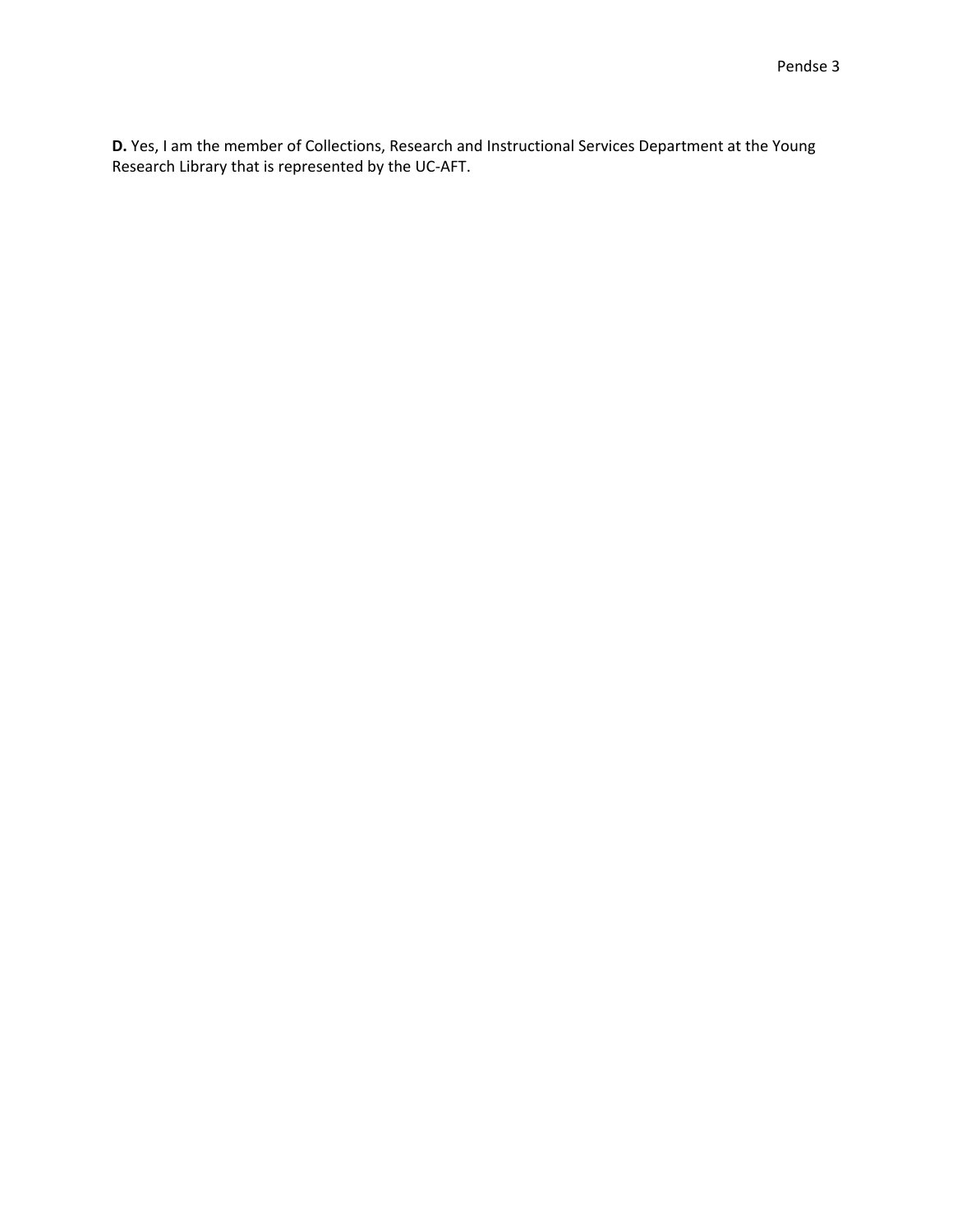**D.** Yes, I am the member of Collections, Research and Instructional Services Department at the Young Research Library that is represented by the UC-AFT.